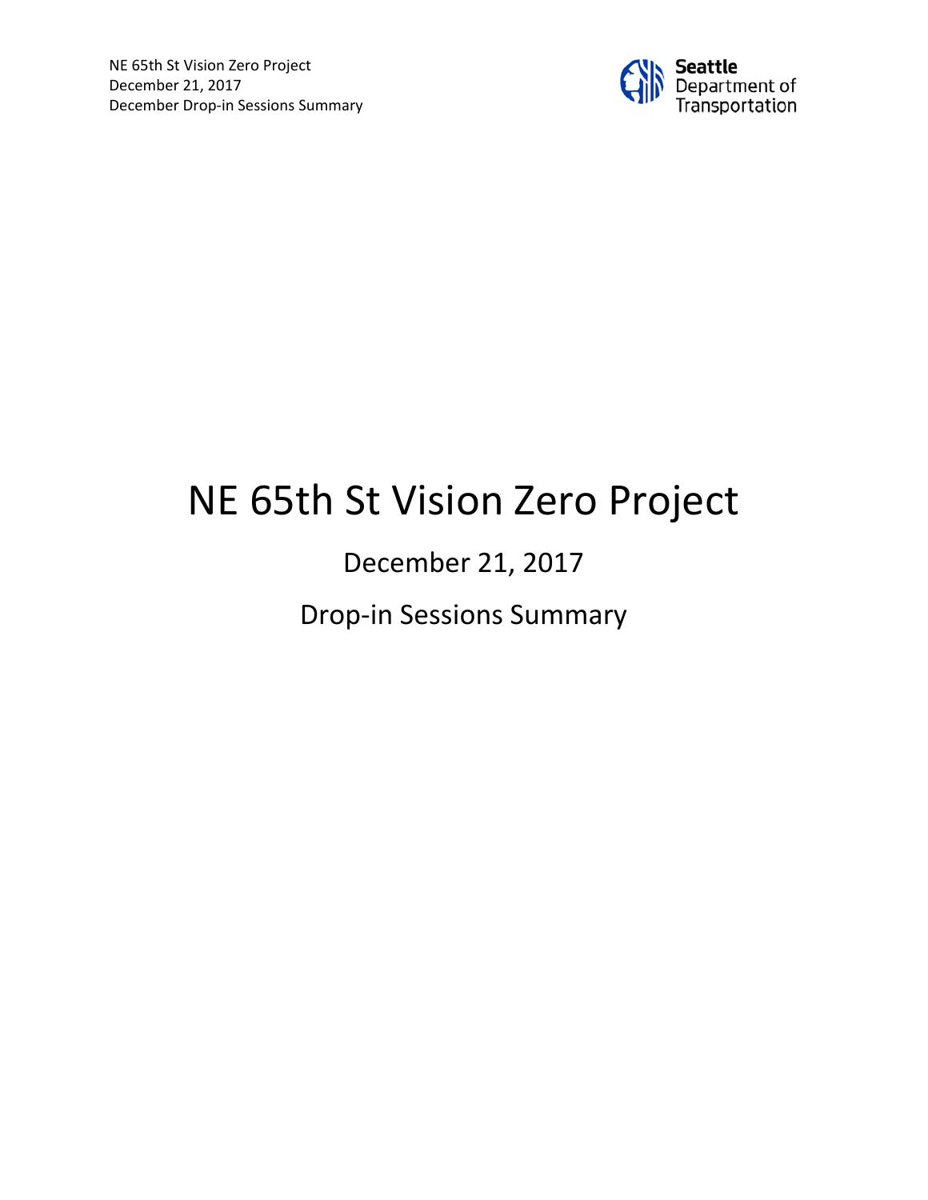# NE 65th St Vision Zero Project

December 21, 2017

Drop-in Sessions Summary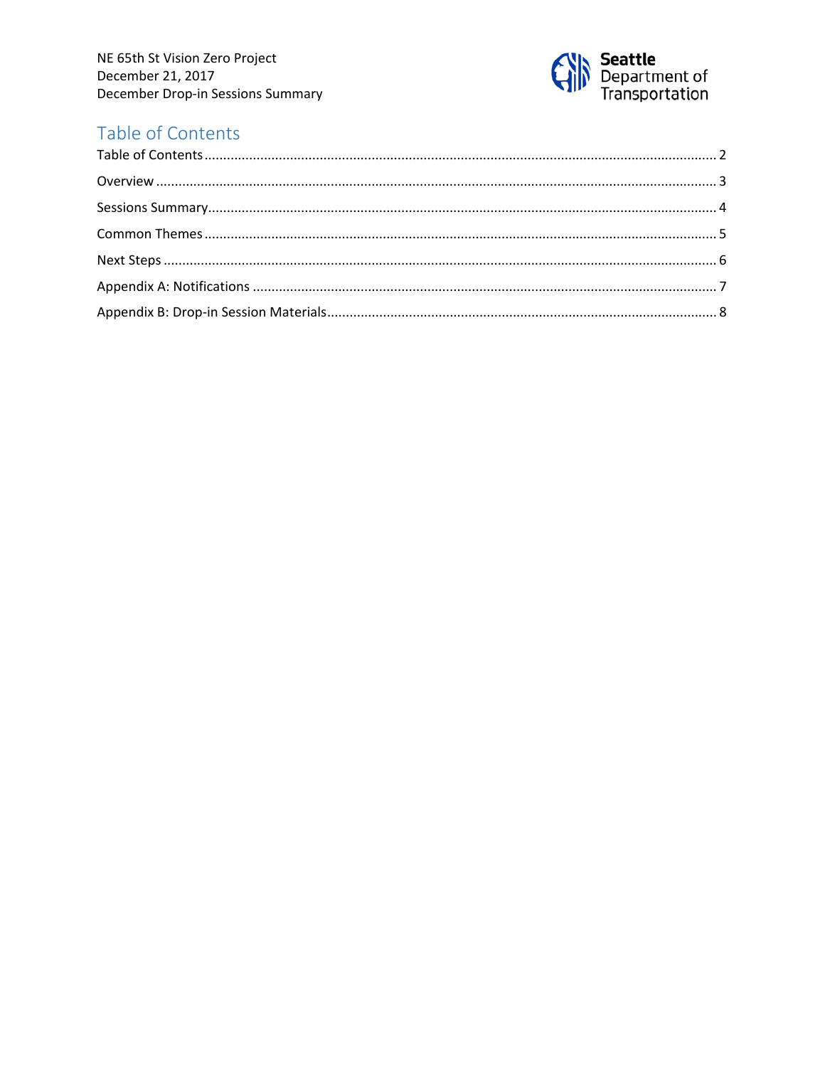# Table of Contents

Table of Contents ........ 2

Overview ........ 3

Sessions Summary ........ 4

Common Themes ........ 5

Next Steps ........ 6

Appendix A: Notifications ........ 7

Appendix B: Drop-in Session Materials ........ 8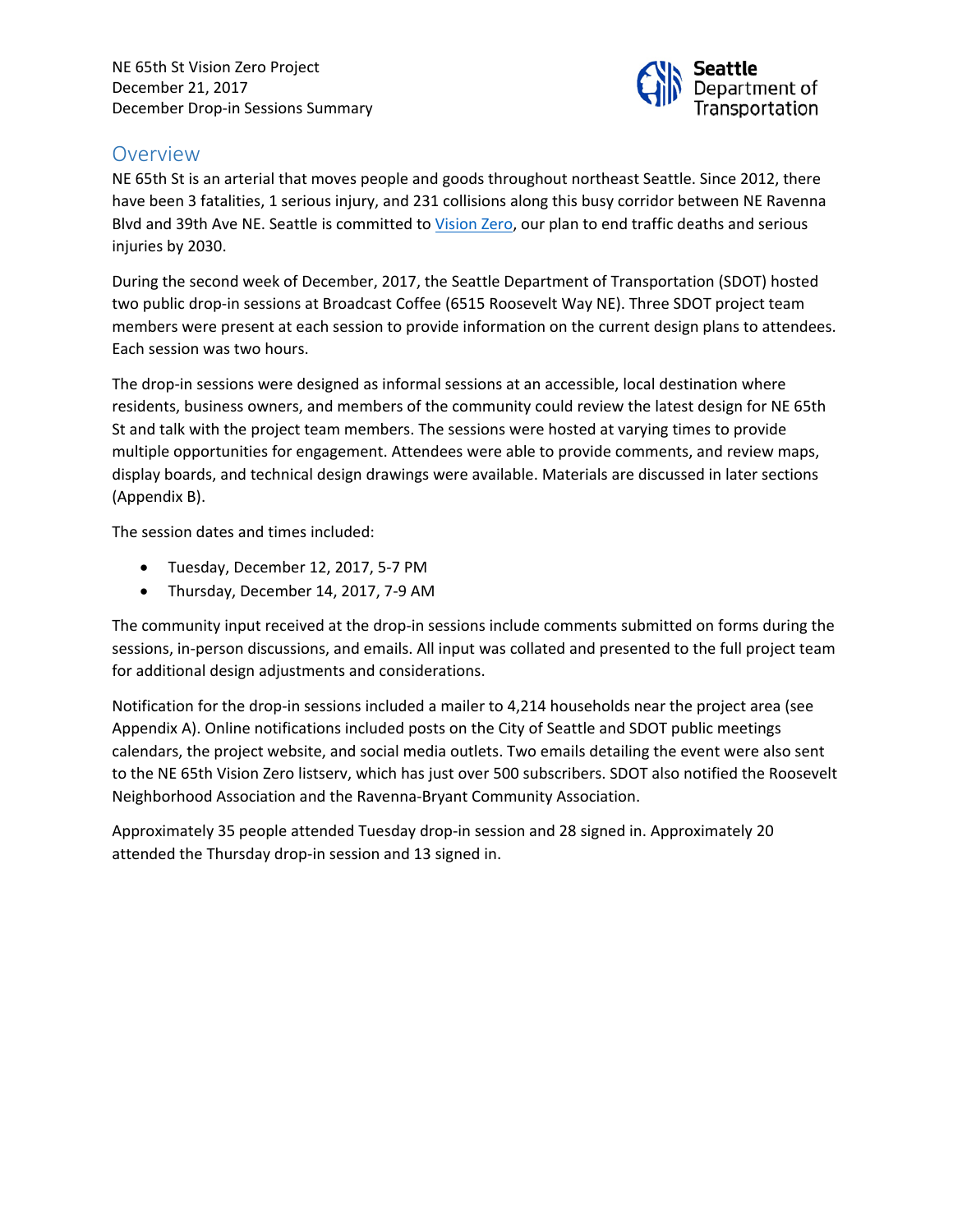NE 65th St Vision Zero Project
December 21, 2017
December Drop-in Sessions Summary

## Overview

NE 65th St is an arterial that moves people and goods throughout northeast Seattle. Since 2012, there have been 3 fatalities, 1 serious injury, and 231 collisions along this busy corridor between NE Ravenna Blvd and 39th Ave NE. Seattle is committed to Vision Zero, our plan to end traffic deaths and serious injuries by 2030.

During the second week of December, 2017, the Seattle Department of Transportation (SDOT) hosted two public drop-in sessions at Broadcast Coffee (6515 Roosevelt Way NE). Three SDOT project team members were present at each session to provide information on the current design plans to attendees. Each session was two hours.

The drop-in sessions were designed as informal sessions at an accessible, local destination where residents, business owners, and members of the community could review the latest design for NE 65th St and talk with the project team members. The sessions were hosted at varying times to provide multiple opportunities for engagement. Attendees were able to provide comments, and review maps, display boards, and technical design drawings were available. Materials are discussed in later sections (Appendix B).

The session dates and times included:

- Tuesday, December 12, 2017, 5-7 PM
- Thursday, December 14, 2017, 7-9 AM

The community input received at the drop-in sessions include comments submitted on forms during the sessions, in-person discussions, and emails. All input was collated and presented to the full project team for additional design adjustments and considerations.

Notification for the drop-in sessions included a mailer to 4,214 households near the project area (see Appendix A). Online notifications included posts on the City of Seattle and SDOT public meetings calendars, the project website, and social media outlets. Two emails detailing the event were also sent to the NE 65th Vision Zero listserv, which has just over 500 subscribers. SDOT also notified the Roosevelt Neighborhood Association and the Ravenna-Bryant Community Association.

Approximately 35 people attended Tuesday drop-in session and 28 signed in. Approximately 20 attended the Thursday drop-in session and 13 signed in.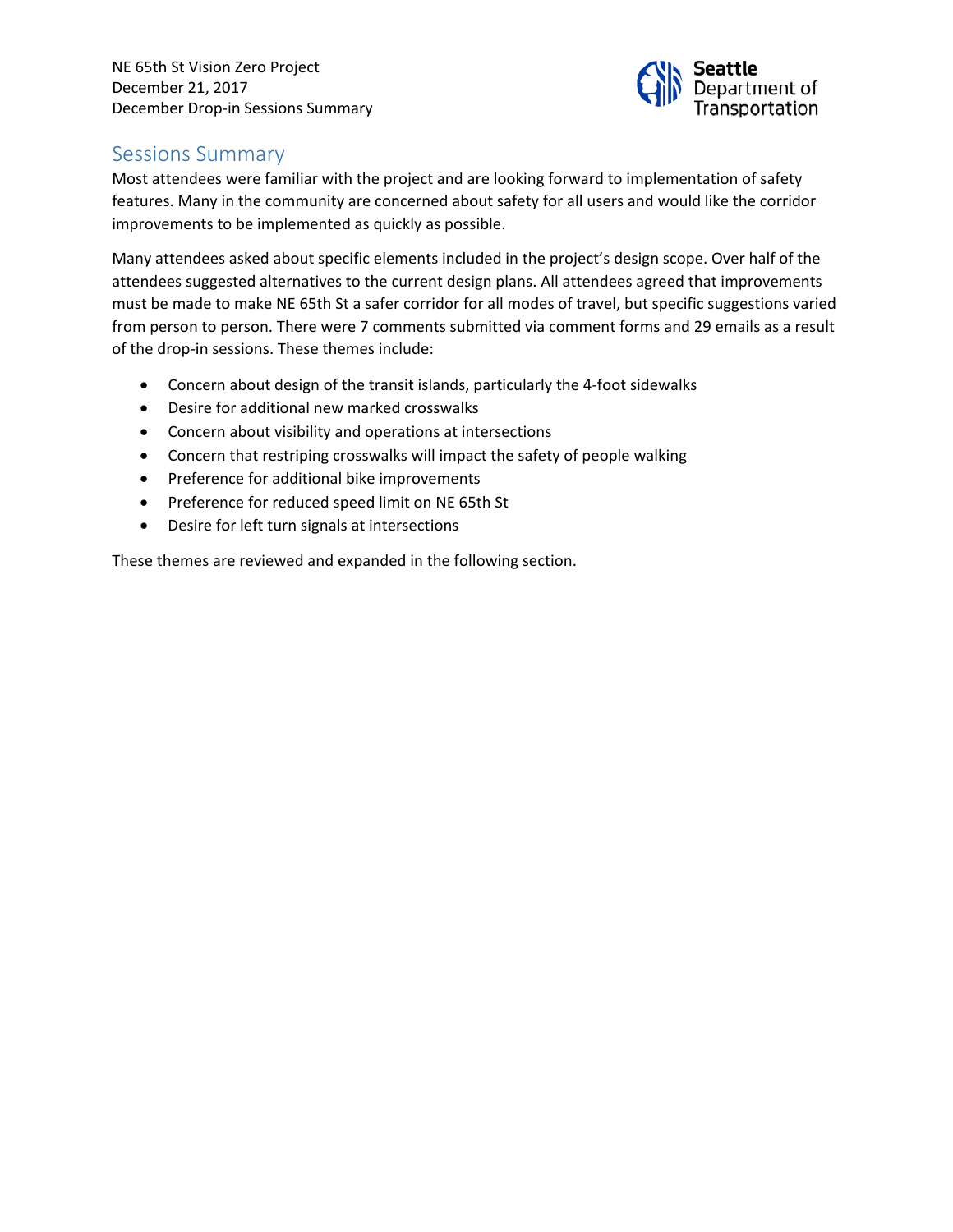## Sessions Summary

Most attendees were familiar with the project and are looking forward to implementation of safety features. Many in the community are concerned about safety for all users and would like the corridor improvements to be implemented as quickly as possible.

Many attendees asked about specific elements included in the project's design scope. Over half of the attendees suggested alternatives to the current design plans. All attendees agreed that improvements must be made to make NE 65th St a safer corridor for all modes of travel, but specific suggestions varied from person to person. There were 7 comments submitted via comment forms and 29 emails as a result of the drop-in sessions. These themes include:

- Concern about design of the transit islands, particularly the 4-foot sidewalks
- Desire for additional new marked crosswalks
- Concern about visibility and operations at intersections
- Concern that restriping crosswalks will impact the safety of people walking
- Preference for additional bike improvements
- Preference for reduced speed limit on NE 65th St
- Desire for left turn signals at intersections

These themes are reviewed and expanded in the following section.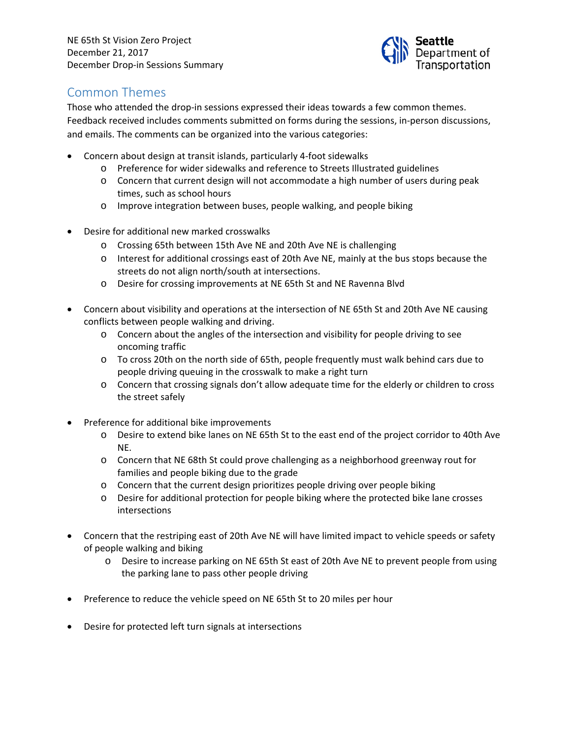NE 65th St Vision Zero Project
December 21, 2017
December Drop-in Sessions Summary

## Common Themes

Those who attended the drop-in sessions expressed their ideas towards a few common themes. Feedback received includes comments submitted on forms during the sessions, in-person discussions, and emails. The comments can be organized into the various categories:

- Concern about design at transit islands, particularly 4-foot sidewalks
  - Preference for wider sidewalks and reference to Streets Illustrated guidelines
  - Concern that current design will not accommodate a high number of users during peak times, such as school hours
  - Improve integration between buses, people walking, and people biking
- Desire for additional new marked crosswalks
  - Crossing 65th between 15th Ave NE and 20th Ave NE is challenging
  - Interest for additional crossings east of 20th Ave NE, mainly at the bus stops because the streets do not align north/south at intersections.
  - Desire for crossing improvements at NE 65th St and NE Ravenna Blvd
- Concern about visibility and operations at the intersection of NE 65th St and 20th Ave NE causing conflicts between people walking and driving.
  - Concern about the angles of the intersection and visibility for people driving to see oncoming traffic
  - To cross 20th on the north side of 65th, people frequently must walk behind cars due to people driving queuing in the crosswalk to make a right turn
  - Concern that crossing signals don't allow adequate time for the elderly or children to cross the street safely
- Preference for additional bike improvements
  - Desire to extend bike lanes on NE 65th St to the east end of the project corridor to 40th Ave NE.
  - Concern that NE 68th St could prove challenging as a neighborhood greenway rout for families and people biking due to the grade
  - Concern that the current design prioritizes people driving over people biking
  - Desire for additional protection for people biking where the protected bike lane crosses intersections
- Concern that the restriping east of 20th Ave NE will have limited impact to vehicle speeds or safety of people walking and biking
  - Desire to increase parking on NE 65th St east of 20th Ave NE to prevent people from using the parking lane to pass other people driving
- Preference to reduce the vehicle speed on NE 65th St to 20 miles per hour
- Desire for protected left turn signals at intersections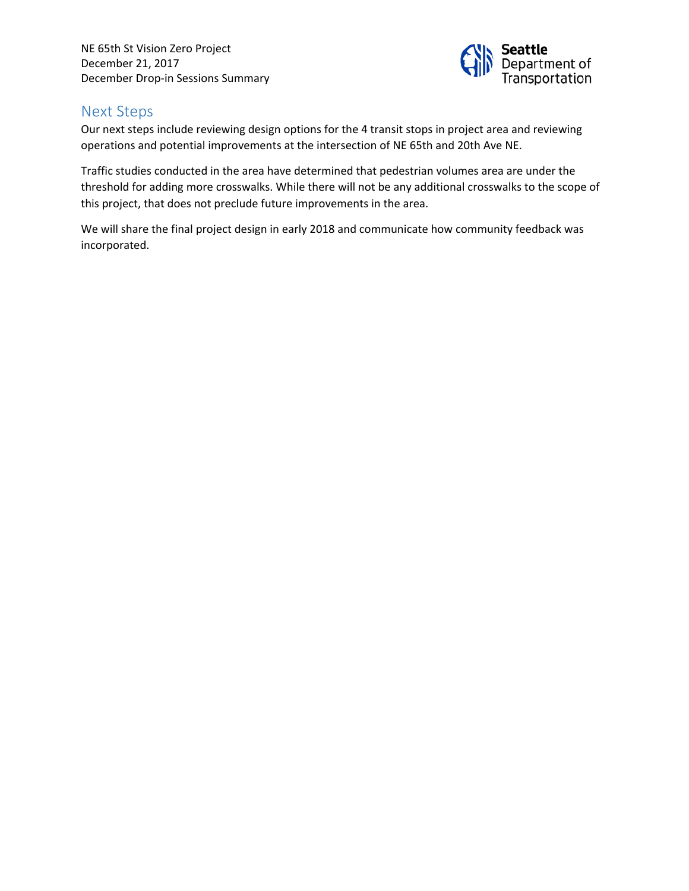## Next Steps

Our next steps include reviewing design options for the 4 transit stops in project area and reviewing operations and potential improvements at the intersection of NE 65th and 20th Ave NE.

Traffic studies conducted in the area have determined that pedestrian volumes area are under the threshold for adding more crosswalks. While there will not be any additional crosswalks to the scope of this project, that does not preclude future improvements in the area.

We will share the final project design in early 2018 and communicate how community feedback was incorporated.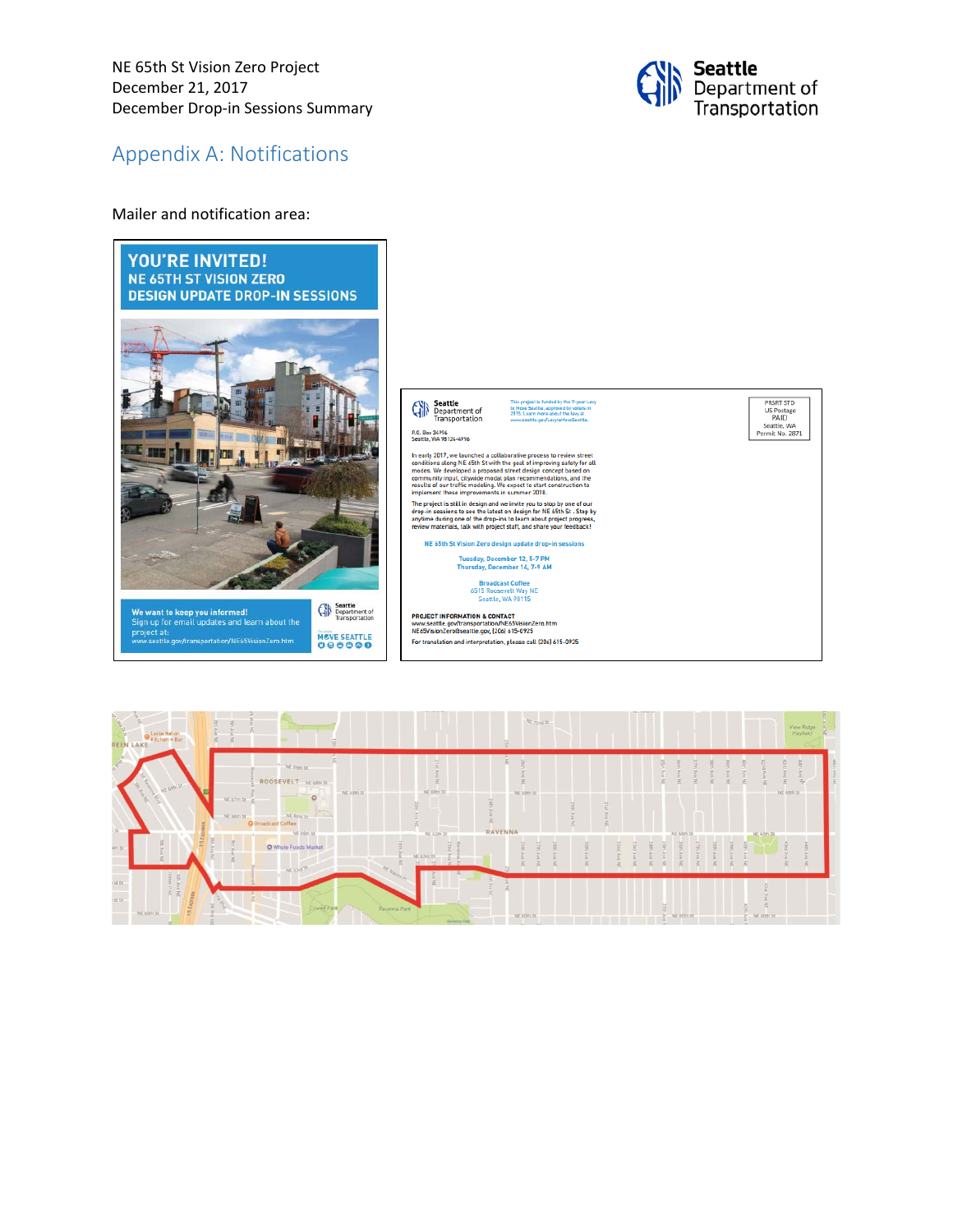## Appendix A: Notifications

Mailer and notification area:

**YOU'RE INVITED!**
**NE 65TH ST VISION ZERO DESIGN UPDATE DROP-IN SESSIONS**

We want to keep you informed!
Sign up for email updates and learn about the project at:
www.seattle.gov/transportation/NE65VisionZero.htm

Seattle Department of Transportation

P.O. Box 34996
Seattle, WA 98124-4996

This project is funded by the 9-year Levy to Move Seattle, approved by voters in 2015. Learn more about the levy at www.seattle.gov/LevytoMoveSeattle.

PRSRT STD
US Postage
PAID
Seattle, WA
Permit No. 2871

In early 2017, we launched a collaborative process to review street conditions along NE 65th St with the goal of improving safety for all modes. We developed a proposed street design concept based on community input, citywide modal plan recommendations, and the results of our traffic modeling. We expect to start construction to implement these improvements in summer 2018.

The project is still in design and we invite you to stop by one of our drop-in sessions to see the latest on design for NE 65th St . Stop by anytime during one of the drop-ins to learn about project progress, review materials, talk with project staff, and share your feedback!

NE 65th St Vision Zero design update drop-in sessions

Tuesday, December 12, 5-7 PM
Thursday, December 14, 7-9 AM

Broadcast Coffee
6515 Roosevelt Way NE
Seattle, WA 98115

**PROJECT INFORMATION & CONTACT**
www.seattle.gov/transportation/NE65VisionZero.htm
NE65VisionZero@seattle.gov, (206) 615-0925
For translation and interpretation, please call (206) 615-0925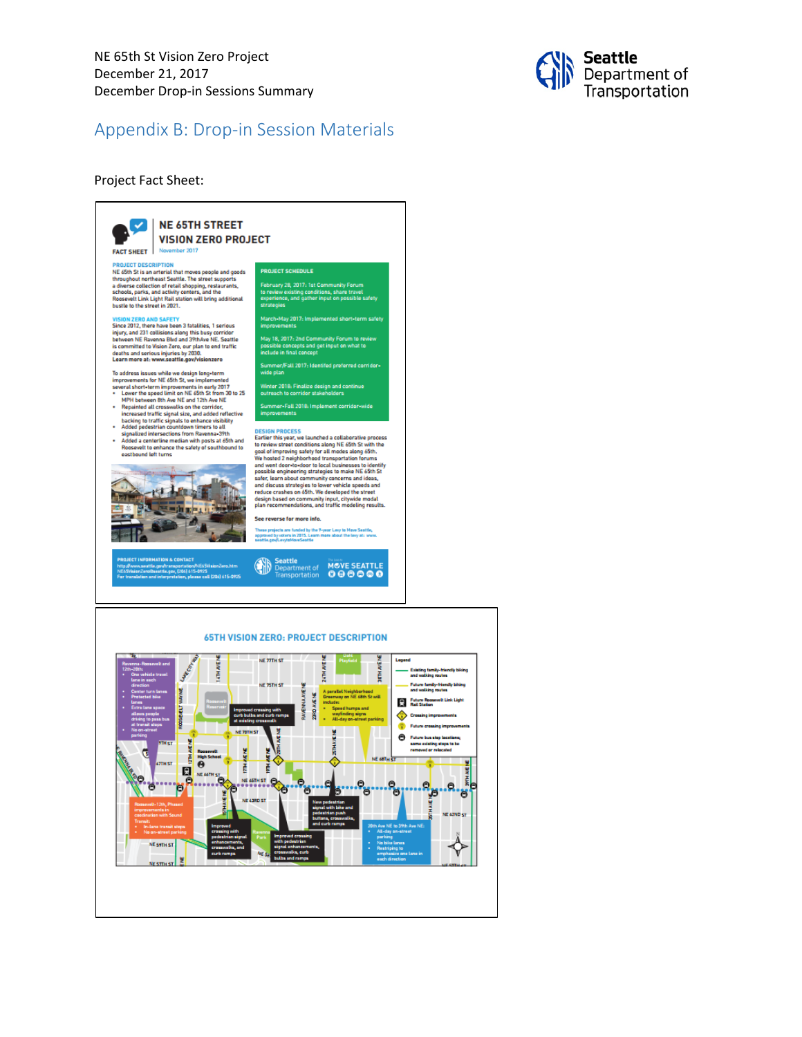# Appendix B: Drop-in Session Materials

Project Fact Sheet:

**FACT SHEET**

## NE 65TH STREET VISION ZERO PROJECT

November 2017

### PROJECT DESCRIPTION

NE 65th St is an arterial that moves people and goods throughout northeast Seattle. The street supports a diverse collection of retail shopping, restaurants, schools, parks, and activity centers, and the Roosevelt Link Light Rail station will bring additional bustle to the street in 2021.

### VISION ZERO AND SAFETY

Since 2012, there have been 3 fatalities, 1 serious injury, and 231 collisions along this busy corridor between NE Ravenna Blvd and 39thAve NE. Seattle is committed to Vision Zero, our plan to end traffic deaths and serious injuries by 2030.
**Learn more at: www.seattle.gov/visionzero**

To address issues while we design long-term improvements for NE 65th St, we implemented several short-term improvements in early 2017

- Lower the speed limit on NE 65th St from 30 to 25 MPH between 8th Ave NE and 12th Ave NE
- Repainted all crosswalks on the corridor, increased traffic signal size, and added reflective backing to traffic signals to enhance visibility
- Added pedestrian countdown timers to all signalized intersections from Ravenna-39th
- Added a centerline median with posts at 65th and Roosevelt to enhance the safety of southbound to eastbound left turns

### PROJECT SCHEDULE

February 28, 2017: 1st Community Forum to review existing conditions, share travel experience, and gather input on possible safety strategies

March-May 2017: Implemented short-term safety improvements

May 18, 2017: 2nd Community Forum to review possible concepts and get input on what to include in final concept

Summer/Fall 2017: Identifed preferred corridor-wide plan

Winter 2018: Finalize design and continue outreach to corridor stakeholders

Summer-Fall 2018: Implement corridor-wide improvements

### DESIGN PROCESS

Earlier this year, we launched a collaborative process to review street conditions along NE 65th St with the goal of improving safety for all modes along 65th. We hosted 2 neighborhood transportation forums and went door-to-door to local businesses to identify possible engineering strategies to make NE 65th St safer, learn about community concerns and ideas, and discuss strategies to lower vehicle speeds and reduce crashes on 65th. We developed the street design based on community input, citywide modal plan recommendations, and traffic modeling results.

**See reverse for more info.**

These projects are funded by the 9-year Levy to Move Seattle, approved by voters in 2015. Learn more about the levy at: www.seattle.gov/LevytoMoveSeattle

**PROJECT INFORMATION & CONTACT**
http://www.seattle.gov/transportation/NE65thVisionZero.htm
NE65thVisionZero@seattle.gov, (206) 615-0925
For translation and interpretation, please call (206) 615-0925

Seattle Department of Transportation — MOVE SEATTLE

## 65TH VISION ZERO: PROJECT DESCRIPTION

**Ravenna-Roosevelt and 12th-20th:**
- One vehicle travel lane in each direction
- Center turn lanes
- Protected bike lanes
- Extra lane space allows people driving to pass bus at transit stops
- No on-street parking

**Roosevelt-12th, Phased improvements in coordination with Sound Transit:**
- In-lane transit stops
- No on-street parking

Improved crossing with curb bulbs and curb ramps at existing crosswalk

A parallel Neighborhood Greenway on NE 68th St will include:
- Speed humps and wayfinding signs
- All-day on-street parking

Improved crossing with pedestrian signal enhancements, crosswalks, and curb ramps

New pedestrian signal with bike and pedestrian push buttons, crosswalks, and curb ramps

Improved crossing with pedestrian signal enhancements, crosswalks, curb bulbs and ramps

**20th Ave NE to 39th Ave NE:**
- All-day on-street parking
- No bike lanes
- Restriping to emphasize one lane in each direction

**Legend**
- Existing family-friendly biking and walking routes
- Future family-friendly biking and walking routes
- Future Roosevelt Link Light Rail Station
- Crossing improvements
- Future crossing improvements
- Future bus stop locations; some existing stops to be removed or relocated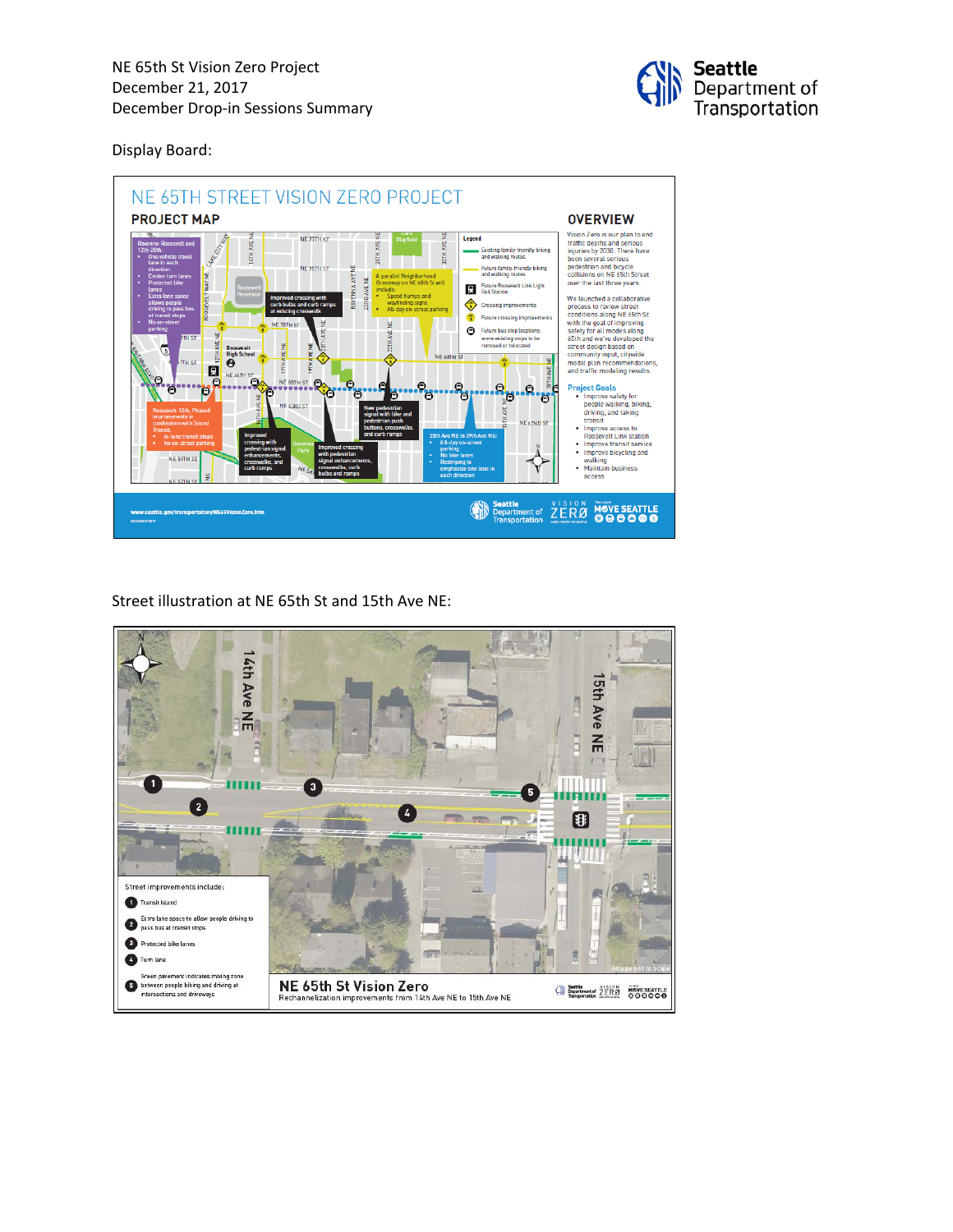NE 65th St Vision Zero Project
December 21, 2017
December Drop-in Sessions Summary

Display Board:

# NE 65TH STREET VISION ZERO PROJECT

## PROJECT MAP

**Ravenna-Roosevelt and 12th-20th:**
- One vehicle travel lane in each direction
- Center turn lanes
- Protected bike lanes
- Extra lane space allows people driving to pass bus at transit stops
- No on-street parking

Improved crossing with curb bulbs and curb ramps at existing crosswalk

A parallel Neighborhood Greenway on NE 68th St will include:
- Speed humps and wayfinding signs
- All-day on-street parking

Roosevelt-12th, Phased improvements in coordination with Sound Transit:
- In-lane transit stops
- No on-street parking

Improved crossing with pedestrian signal enhancements, crosswalks, and curb ramps

Improved crossing with pedestrian signal enhancements, crosswalks, curb bulbs and ramps

New pedestrian signal with bike and pedestrian push buttons, crosswalks, and curb ramps

20th Ave NE to 39th Ave NE:
- A 8-day on-street parking
- No bike lanes
- Restriping to emphasize one lane in each direction

**Legend**
- Existing family-friendly biking and walking routes
- Future family-friendly biking and walking routes
- Future Roosevelt Link Light Rail Station
- Crossing improvements
- Future crossing improvements
- Future bus stop locations; some existing stops to be removed or relocated

## OVERVIEW

Vision Zero is our plan to end traffic deaths and serious injuries by 2030. There have been several serious pedestrian and bicycle collisions on NE 65th Street over the last three years.

We launched a collaborative process to review street conditions along NE 65th St with the goal of improving safety for all modes along 65th and we've developed the street design based on community input, citywide modal plan recommendations, and traffic modeling results.

### Project Goals
- Improve safety for people walking, biking, driving, and taking transit
- Improve access to Roosevelt Link station
- Improve transit service
- Improve bicycling and walking
- Maintain business access

www.seattle.gov/transportation/NE65VisionZero.htm

Street illustration at NE 65th St and 15th Ave NE:

Street improvements include:
1. Transit island
2. Extra lane space to allow people driving to pass bus at transit stops
3. Protected bike lanes
4. Turn lane
5. Green pavement indicates mixing zone between people biking and driving at intersections and driveways

Image not to scale

**NE 65th St Vision Zero**
Rechannelization improvements from 14th Ave NE to 15th Ave NE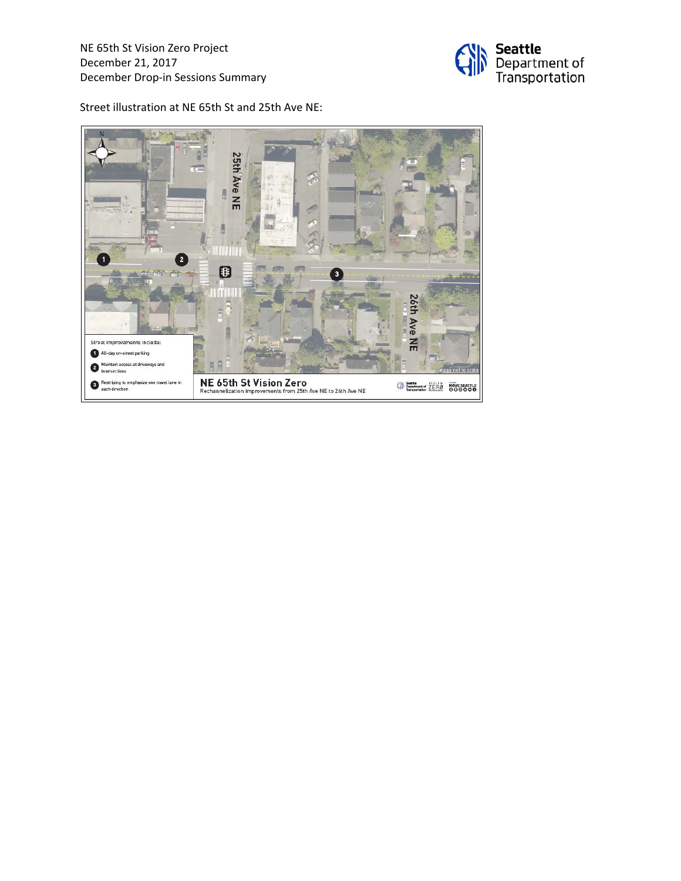Street illustration at NE 65th St and 25th Ave NE:

N

25th Ave NE

26th Ave NE

1

2

3

Street improvements include:

1 All-day on-street parking

2 Maintain access at driveways and intersections

3 Restriping to emphasize one travel lane in each direction

Image not to scale

NE 65th St Vision Zero

Rechannelization improvements from 25th Ave NE to 26th Ave NE